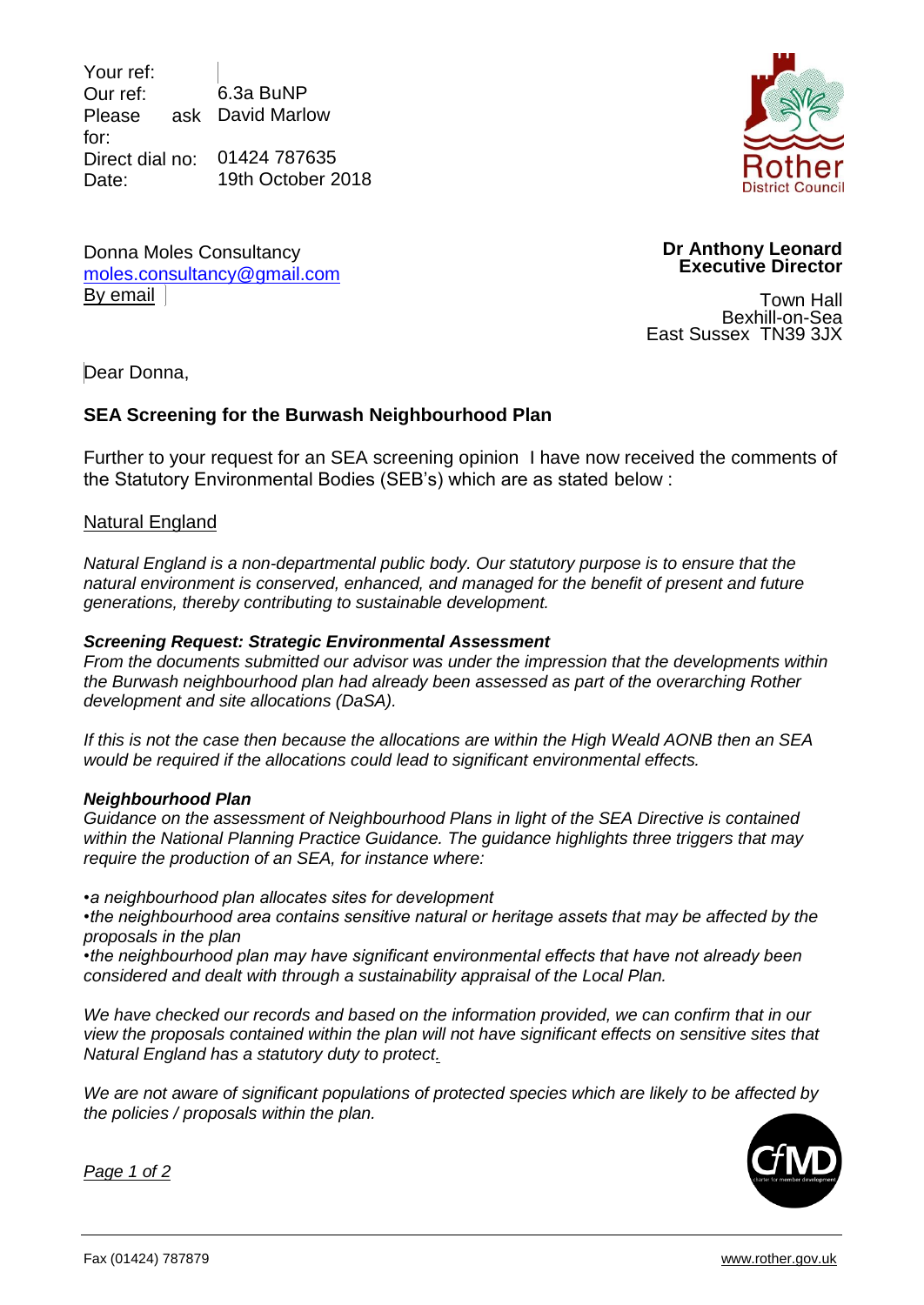| | |
|---|---|
| Your ref: | |
| Our ref: | 6.3a BuNP |
| Please ask for: | David Marlow |
| Direct dial no: | 01424 787635 |
| Date: | 19th October 2018 |

Donna Moles Consultancy
moles.consultancy@gmail.com
By email

**Dr Anthony Leonard**
**Executive Director**

Town Hall
Bexhill-on-Sea
East Sussex TN39 3JX

Dear Donna,

**SEA Screening for the Burwash Neighbourhood Plan**

Further to your request for an SEA screening opinion I have now received the comments of the Statutory Environmental Bodies (SEB's) which are as stated below :

Natural England

*Natural England is a non-departmental public body. Our statutory purpose is to ensure that the natural environment is conserved, enhanced, and managed for the benefit of present and future generations, thereby contributing to sustainable development.*

***Screening Request: Strategic Environmental Assessment***

*From the documents submitted our advisor was under the impression that the developments within the Burwash neighbourhood plan had already been assessed as part of the overarching Rother development and site allocations (DaSA).*

*If this is not the case then because the allocations are within the High Weald AONB then an SEA would be required if the allocations could lead to significant environmental effects.*

***Neighbourhood Plan***

*Guidance on the assessment of Neighbourhood Plans in light of the SEA Directive is contained within the National Planning Practice Guidance. The guidance highlights three triggers that may require the production of an SEA, for instance where:*

- *a neighbourhood plan allocates sites for development*
- *the neighbourhood area contains sensitive natural or heritage assets that may be affected by the proposals in the plan*
- *the neighbourhood plan may have significant environmental effects that have not already been considered and dealt with through a sustainability appraisal of the Local Plan.*

*We have checked our records and based on the information provided, we can confirm that in our view the proposals contained within the plan will not have significant effects on sensitive sites that Natural England has a statutory duty to protect.*

*We are not aware of significant populations of protected species which are likely to be affected by the policies / proposals within the plan.*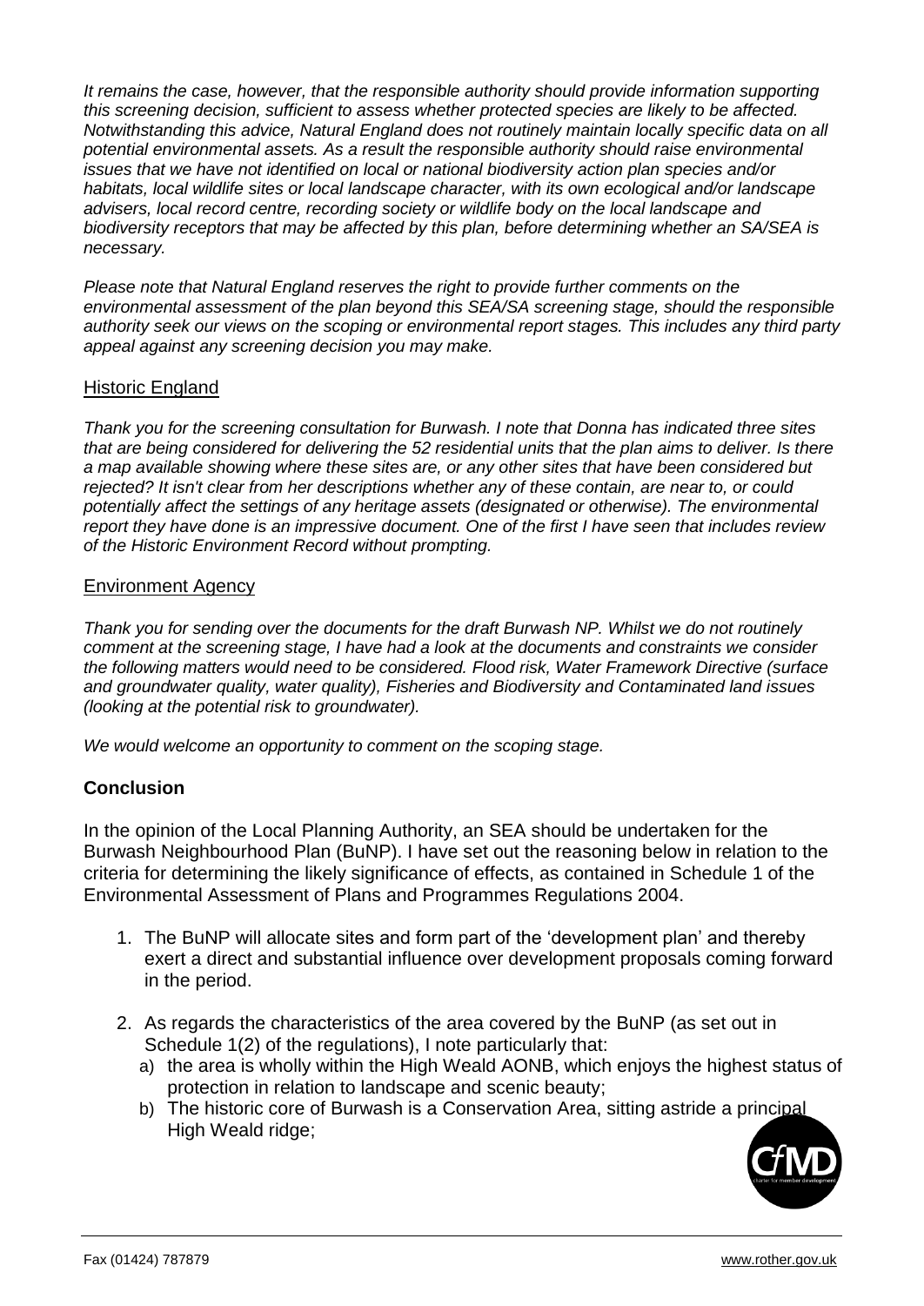*It remains the case, however, that the responsible authority should provide information supporting this screening decision, sufficient to assess whether protected species are likely to be affected. Notwithstanding this advice, Natural England does not routinely maintain locally specific data on all potential environmental assets. As a result the responsible authority should raise environmental issues that we have not identified on local or national biodiversity action plan species and/or habitats, local wildlife sites or local landscape character, with its own ecological and/or landscape advisers, local record centre, recording society or wildlife body on the local landscape and biodiversity receptors that may be affected by this plan, before determining whether an SA/SEA is necessary.*

*Please note that Natural England reserves the right to provide further comments on the environmental assessment of the plan beyond this SEA/SA screening stage, should the responsible authority seek our views on the scoping or environmental report stages. This includes any third party appeal against any screening decision you may make.*

Historic England

*Thank you for the screening consultation for Burwash. I note that Donna has indicated three sites that are being considered for delivering the 52 residential units that the plan aims to deliver. Is there a map available showing where these sites are, or any other sites that have been considered but rejected? It isn't clear from her descriptions whether any of these contain, are near to, or could potentially affect the settings of any heritage assets (designated or otherwise). The environmental report they have done is an impressive document. One of the first I have seen that includes review of the Historic Environment Record without prompting.*

Environment Agency

*Thank you for sending over the documents for the draft Burwash NP. Whilst we do not routinely comment at the screening stage, I have had a look at the documents and constraints we consider the following matters would need to be considered. Flood risk, Water Framework Directive (surface and groundwater quality, water quality), Fisheries and Biodiversity and Contaminated land issues (looking at the potential risk to groundwater).*

*We would welcome an opportunity to comment on the scoping stage.*

## Conclusion

In the opinion of the Local Planning Authority, an SEA should be undertaken for the Burwash Neighbourhood Plan (BuNP). I have set out the reasoning below in relation to the criteria for determining the likely significance of effects, as contained in Schedule 1 of the Environmental Assessment of Plans and Programmes Regulations 2004.

1. The BuNP will allocate sites and form part of the 'development plan' and thereby exert a direct and substantial influence over development proposals coming forward in the period.

2. As regards the characteristics of the area covered by the BuNP (as set out in Schedule 1(2) of the regulations), I note particularly that:
   a) the area is wholly within the High Weald AONB, which enjoys the highest status of protection in relation to landscape and scenic beauty;
   b) The historic core of Burwash is a Conservation Area, sitting astride a principal High Weald ridge;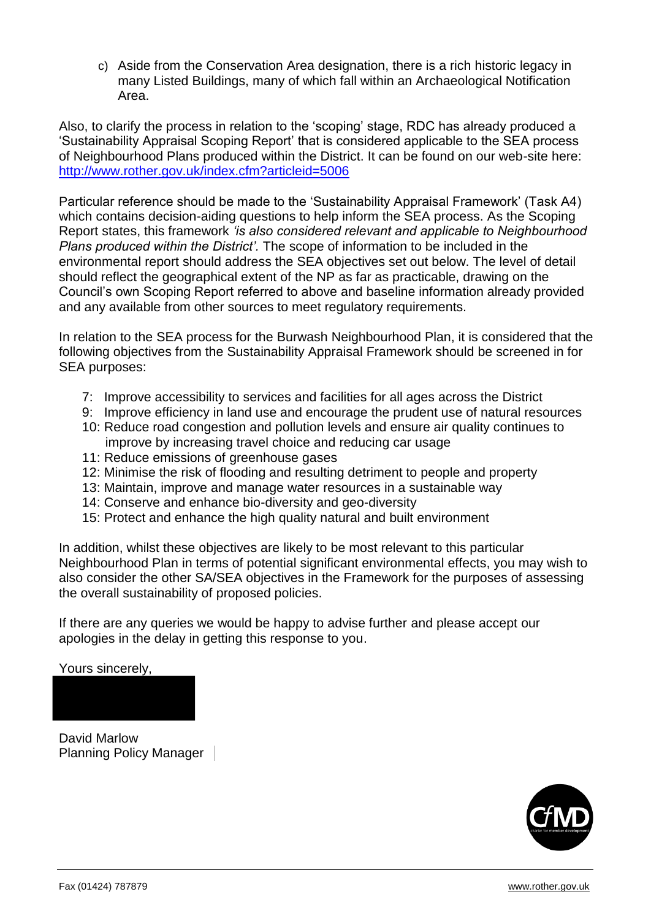c) Aside from the Conservation Area designation, there is a rich historic legacy in many Listed Buildings, many of which fall within an Archaeological Notification Area.

Also, to clarify the process in relation to the 'scoping' stage, RDC has already produced a 'Sustainability Appraisal Scoping Report' that is considered applicable to the SEA process of Neighbourhood Plans produced within the District. It can be found on our web-site here: [http://www.rother.gov.uk/index.cfm?articleid=5006](http://www.rother.gov.uk/index.cfm?articleid=5006)

Particular reference should be made to the 'Sustainability Appraisal Framework' (Task A4) which contains decision-aiding questions to help inform the SEA process. As the Scoping Report states, this framework *'is also considered relevant and applicable to Neighbourhood Plans produced within the District'.* The scope of information to be included in the environmental report should address the SEA objectives set out below. The level of detail should reflect the geographical extent of the NP as far as practicable, drawing on the Council's own Scoping Report referred to above and baseline information already provided and any available from other sources to meet regulatory requirements.

In relation to the SEA process for the Burwash Neighbourhood Plan, it is considered that the following objectives from the Sustainability Appraisal Framework should be screened in for SEA purposes:

- 7: Improve accessibility to services and facilities for all ages across the District
- 9: Improve efficiency in land use and encourage the prudent use of natural resources
- 10: Reduce road congestion and pollution levels and ensure air quality continues to improve by increasing travel choice and reducing car usage
- 11: Reduce emissions of greenhouse gases
- 12: Minimise the risk of flooding and resulting detriment to people and property
- 13: Maintain, improve and manage water resources in a sustainable way
- 14: Conserve and enhance bio-diversity and geo-diversity
- 15: Protect and enhance the high quality natural and built environment

In addition, whilst these objectives are likely to be most relevant to this particular Neighbourhood Plan in terms of potential significant environmental effects, you may wish to also consider the other SA/SEA objectives in the Framework for the purposes of assessing the overall sustainability of proposed policies.

If there are any queries we would be happy to advise further and please accept our apologies in the delay in getting this response to you.

Yours sincerely,

David Marlow
Planning Policy Manager

Fax (01424) 787879

www.rother.gov.uk